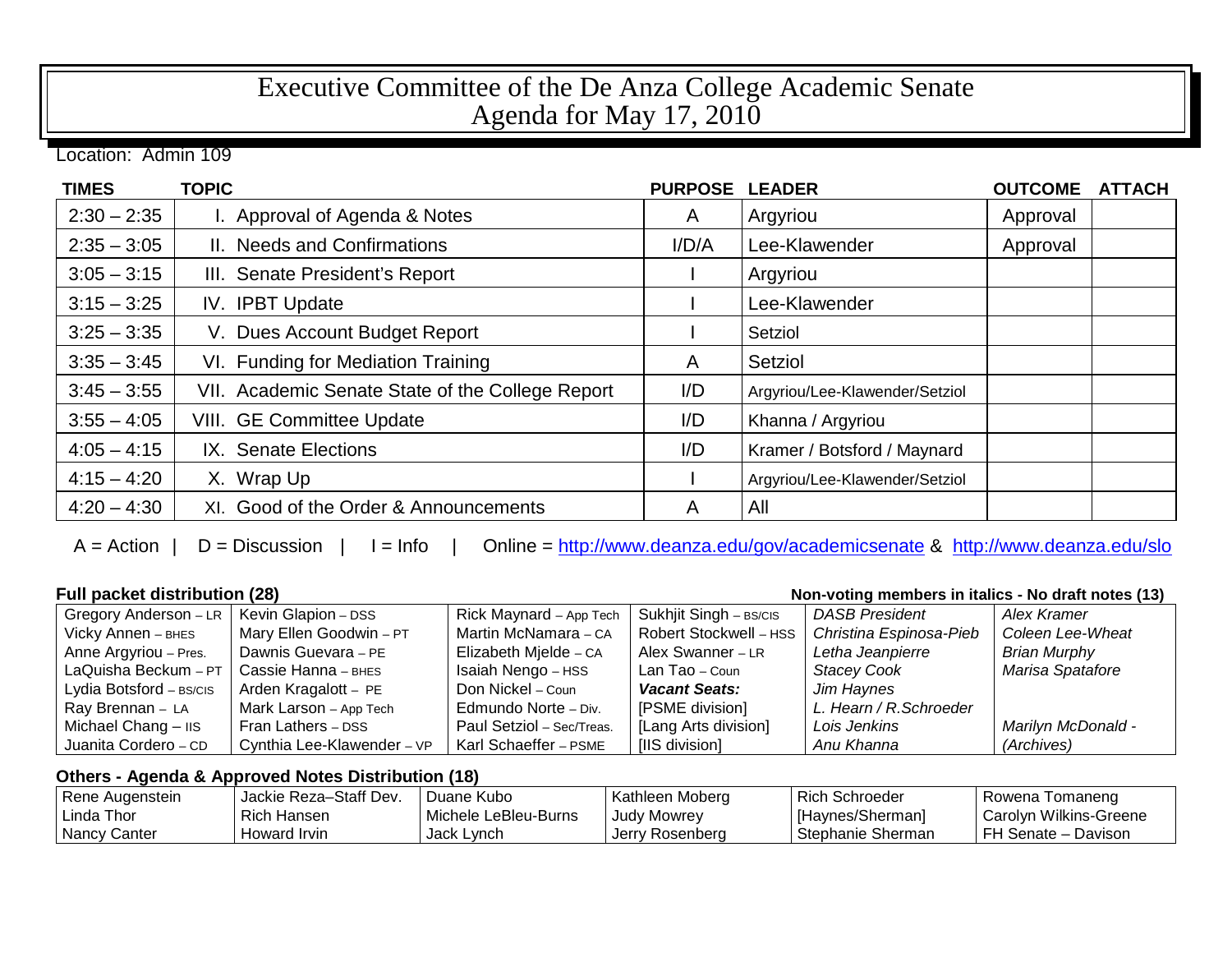# Executive Committee of the De Anza College Academic Senate
# Agenda for May 17, 2010

Location: Admin 109

| TIMES | TOPIC | PURPOSE | LEADER | OUTCOME | ATTACH |
|---|---|---|---|---|---|
| 2:30 – 2:35 | I. Approval of Agenda & Notes | A | Argyriou | Approval | |
| 2:35 – 3:05 | II. Needs and Confirmations | I/D/A | Lee-Klawender | Approval | |
| 3:05 – 3:15 | III. Senate President's Report | I | Argyriou | | |
| 3:15 – 3:25 | IV. IPBT Update | I | Lee-Klawender | | |
| 3:25 – 3:35 | V. Dues Account Budget Report | I | Setziol | | |
| 3:35 – 3:45 | VI. Funding for Mediation Training | A | Setziol | | |
| 3:45 – 3:55 | VII. Academic Senate State of the College Report | I/D | Argyriou/Lee-Klawender/Setziol | | |
| 3:55 – 4:05 | VIII. GE Committee Update | I/D | Khanna / Argyriou | | |
| 4:05 – 4:15 | IX. Senate Elections | I/D | Kramer / Botsford / Maynard | | |
| 4:15 – 4:20 | X. Wrap Up | I | Argyriou/Lee-Klawender/Setziol | | |
| 4:20 – 4:30 | XI. Good of the Order & Announcements | A | All | | |

A = Action | D = Discussion | I = Info | Online = http://www.deanza.edu/gov/academicsenate & http://www.deanza.edu/slo

**Full packet distribution (28)** — **Non-voting members in italics - No draft notes (13)**

| | | | | | |
|---|---|---|---|---|---|
| Gregory Anderson – LR | Kevin Glapion – DSS | Rick Maynard – App Tech | Sukhjit Singh – BS/CIS | *DASB President* | *Alex Kramer* |
| Vicky Annen – BHES | Mary Ellen Goodwin – PT | Martin McNamara – CA | Robert Stockwell – HSS | *Christina Espinosa-Pieb* | *Coleen Lee-Wheat* |
| Anne Argyriou – Pres. | Dawnis Guevara – PE | Elizabeth Mjelde – CA | Alex Swanner – LR | *Letha Jeanpierre* | *Brian Murphy* |
| LaQuisha Beckum – PT | Cassie Hanna – BHES | Isaiah Nengo – HSS | Lan Tao – Coun | *Stacey Cook* | *Marisa Spatafore* |
| Lydia Botsford – BS/CIS | Arden Kragalott – PE | Don Nickel – Coun | ***Vacant Seats:*** | *Jim Haynes* | |
| Ray Brennan – LA | Mark Larson – App Tech | Edmundo Norte – Div. | [PSME division] | *L. Hearn / R.Schroeder* | |
| Michael Chang – IIS | Fran Lathers – DSS | Paul Setziol – Sec/Treas. | [Lang Arts division] | *Lois Jenkins* | *Marilyn McDonald -* |
| Juanita Cordero – CD | Cynthia Lee-Klawender – VP | Karl Schaeffer – PSME | [IIS division] | *Anu Khanna* | *(Archives)* |

**Others - Agenda & Approved Notes Distribution (18)**

| | | | | | |
|---|---|---|---|---|---|
| Rene Augenstein | Jackie Reza–Staff Dev. | Duane Kubo | Kathleen Moberg | Rich Schroeder | Rowena Tomaneng |
| Linda Thor | Rich Hansen | Michele LeBleu-Burns | Judy Mowrey | [Haynes/Sherman] | Carolyn Wilkins-Greene |
| Nancy Canter | Howard Irvin | Jack Lynch | Jerry Rosenberg | Stephanie Sherman | FH Senate – Davison |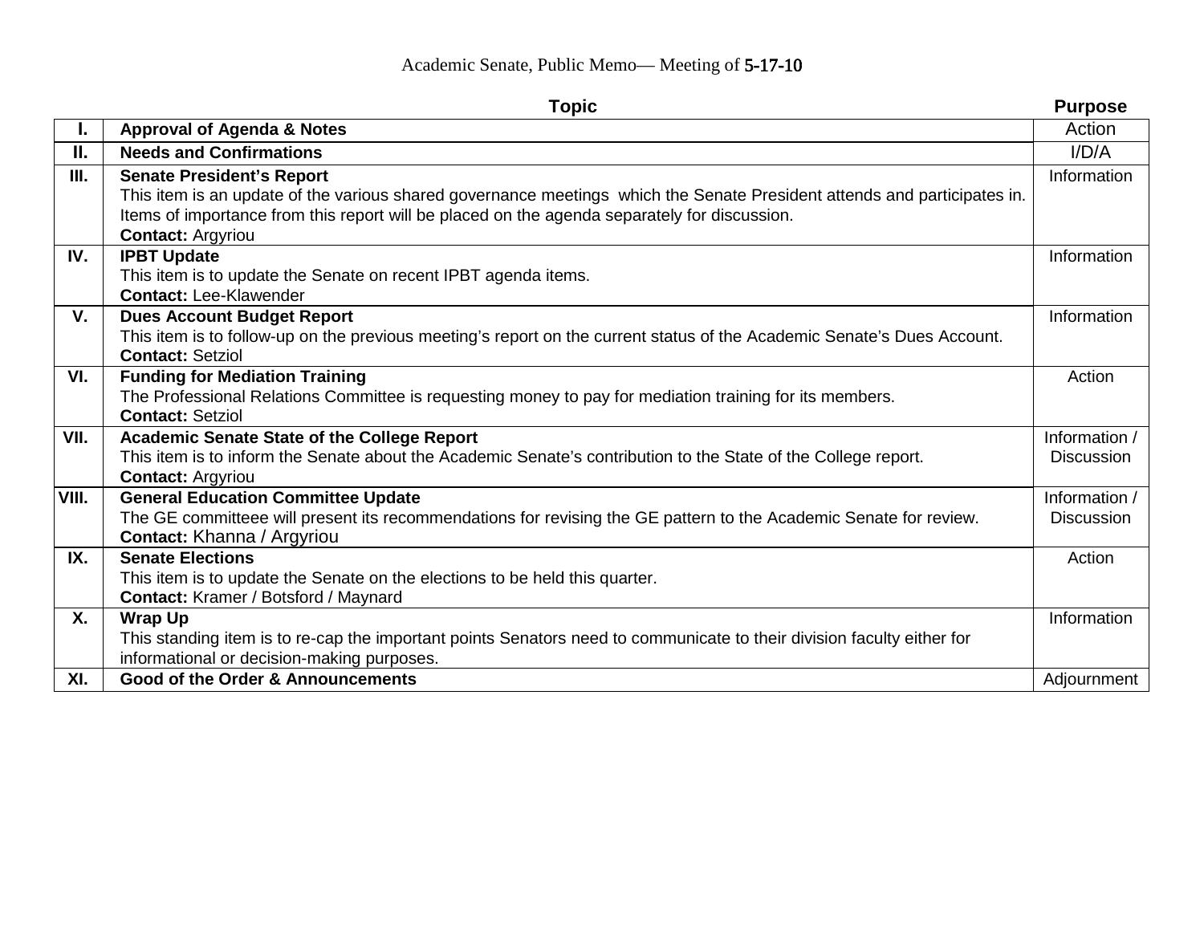Academic Senate, Public Memo— Meeting of 5-17-10

| | Topic | Purpose |
|---|---|---|
| I. | **Approval of Agenda & Notes** | Action |
| II. | **Needs and Confirmations** | I/D/A |
| III. | **Senate President's Report**<br>This item is an update of the various shared governance meetings which the Senate President attends and participates in. Items of importance from this report will be placed on the agenda separately for discussion.<br>**Contact:** Argyriou | Information |
| IV. | **IPBT Update**<br>This item is to update the Senate on recent IPBT agenda items.<br>**Contact:** Lee-Klawender | Information |
| V. | **Dues Account Budget Report**<br>This item is to follow-up on the previous meeting's report on the current status of the Academic Senate's Dues Account.<br>**Contact:** Setziol | Information |
| VI. | **Funding for Mediation Training**<br>The Professional Relations Committee is requesting money to pay for mediation training for its members.<br>**Contact:** Setziol | Action |
| VII. | **Academic Senate State of the College Report**<br>This item is to inform the Senate about the Academic Senate's contribution to the State of the College report.<br>**Contact:** Argyriou | Information / Discussion |
| VIII. | **General Education Committee Update**<br>The GE committeee will present its recommendations for revising the GE pattern to the Academic Senate for review.<br>**Contact:** Khanna / Argyriou | Information / Discussion |
| IX. | **Senate Elections**<br>This item is to update the Senate on the elections to be held this quarter.<br>**Contact:** Kramer / Botsford / Maynard | Action |
| X. | **Wrap Up**<br>This standing item is to re-cap the important points Senators need to communicate to their division faculty either for informational or decision-making purposes. | Information |
| XI. | **Good of the Order & Announcements** | Adjournment |